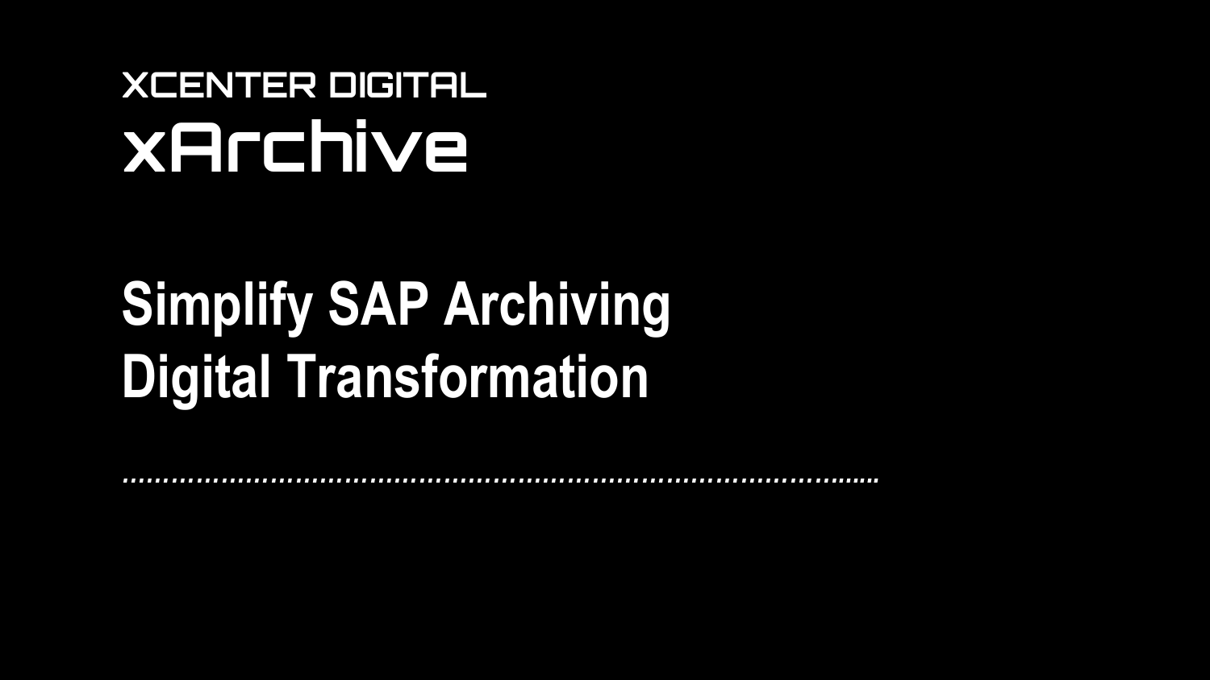XCENTER DIGITAL

# xArchive

## Simplify SAP Archiving
## Digital Transformation

…………………………………………………………………………………..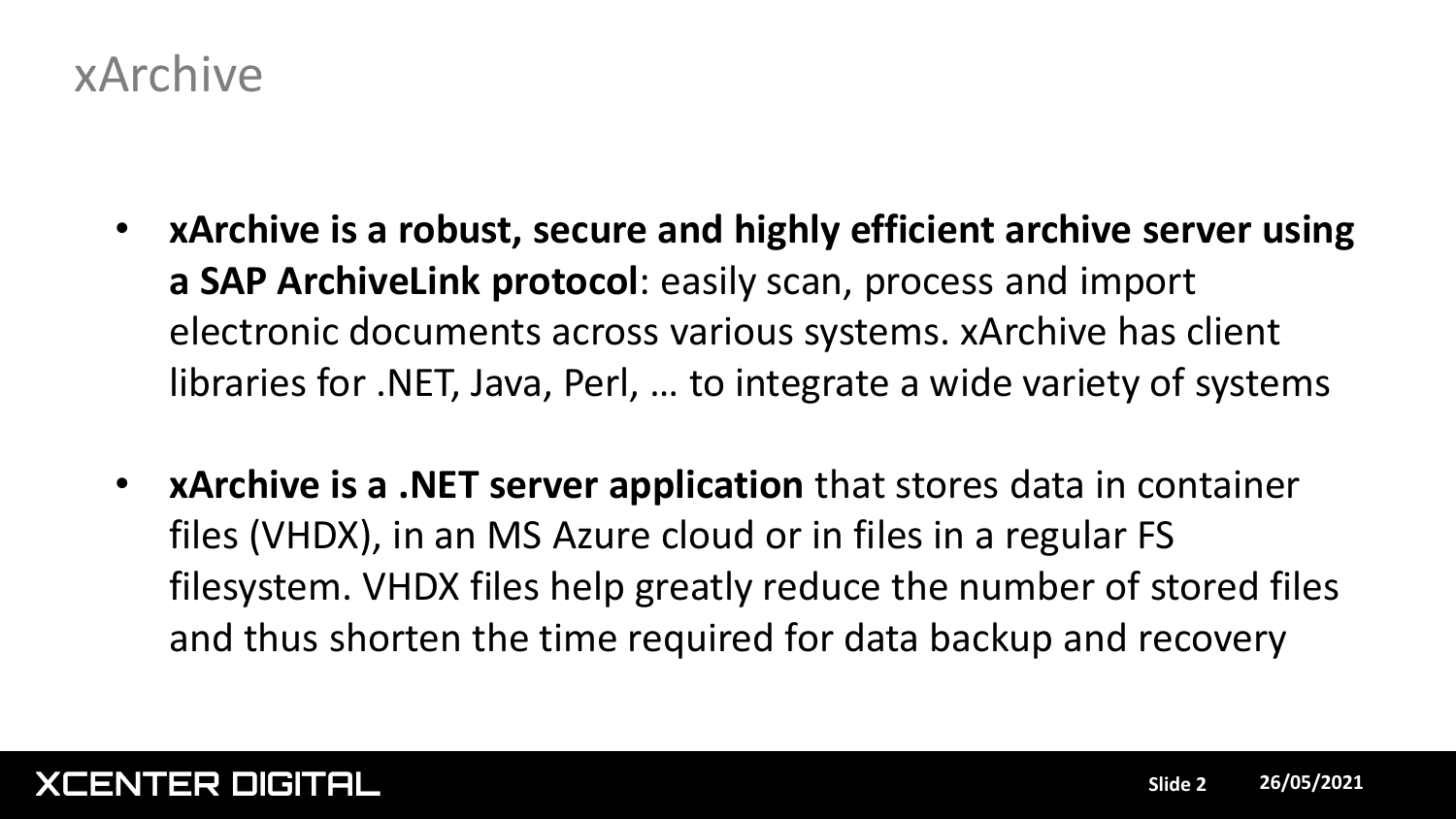# xArchive

- **xArchive is a robust, secure and highly efficient archive server using a SAP ArchiveLink protocol**: easily scan, process and import electronic documents across various systems. xArchive has client libraries for .NET, Java, Perl, … to integrate a wide variety of systems

- **xArchive is a .NET server application** that stores data in container files (VHDX), in an MS Azure cloud or in files in a regular FS filesystem. VHDX files help greatly reduce the number of stored files and thus shorten the time required for data backup and recovery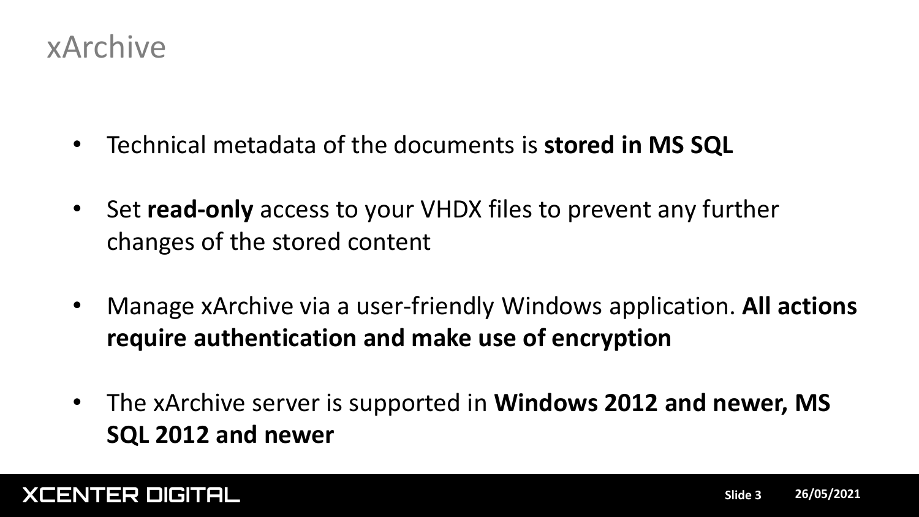# xArchive

- Technical metadata of the documents is **stored in MS SQL**
- Set **read-only** access to your VHDX files to prevent any further changes of the stored content
- Manage xArchive via a user-friendly Windows application. **All actions require authentication and make use of encryption**
- The xArchive server is supported in **Windows 2012 and newer, MS SQL 2012 and newer**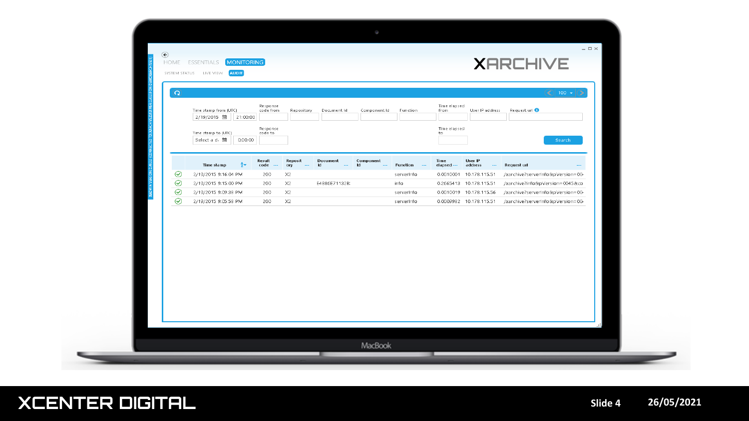HOME ESSENTIALS MONITORING

SYSTEM STATUS LIVE VIEW AUDIT

# XARCHIVE

Time stamp from (UTC): 2/19/2015 21:00:00

Time stamp to (UTC): Select a d... 0:00:00

Response code from | Response code to | Repository | Document Id | Component Id | Function | Time elapsed from | Time elapsed to | User IP address | Request url

Search

| | Time stamp | Result code | Repository | Document Id | Component Id | Function | Time elapsed | User IP address | Request url |
|---|---|---|---|---|---|---|---|---|---|
| ✓ | 2/19/2015 9:16:04 PM | 200 | X2 | | | serverInfo | 0.0010001 | 10.178.115.51 | /xarchive?serverInfo&pVersion=00 |
| ✓ | 2/19/2015 9:15:00 PM | 200 | X2 | E4B86E71132B | | info | 0.2665413 | 10.178.115.51 | /xarchive?info&pVersion=0045&co |
| ✓ | 2/19/2015 9:09:38 PM | 200 | X2 | | | serverInfo | 0.0010019 | 10.178.115.56 | /xarchive?serverInfo&pVersion=00 |
| ✓ | 2/19/2015 9:05:58 PM | 200 | X2 | | | serverInfo | 0.0009982 | 10.178.115.51 | /xarchive?serverInfo&pVersion=00 |

MacBook

XCENTER DIGITAL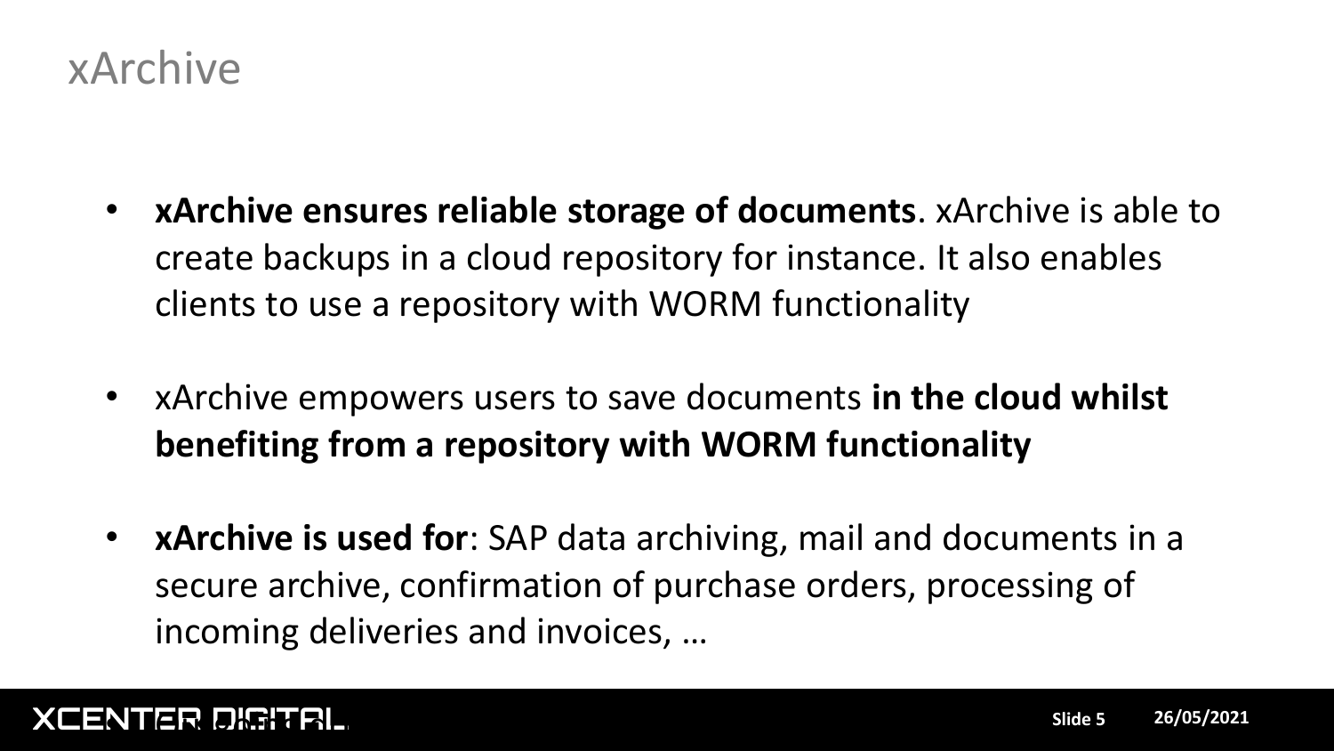# xArchive

- **xArchive ensures reliable storage of documents**. xArchive is able to create backups in a cloud repository for instance. It also enables clients to use a repository with WORM functionality
- xArchive empowers users to save documents **in the cloud whilst benefiting from a repository with WORM functionality**
- **xArchive is used for**: SAP data archiving, mail and documents in a secure archive, confirmation of purchase orders, processing of incoming deliveries and invoices, …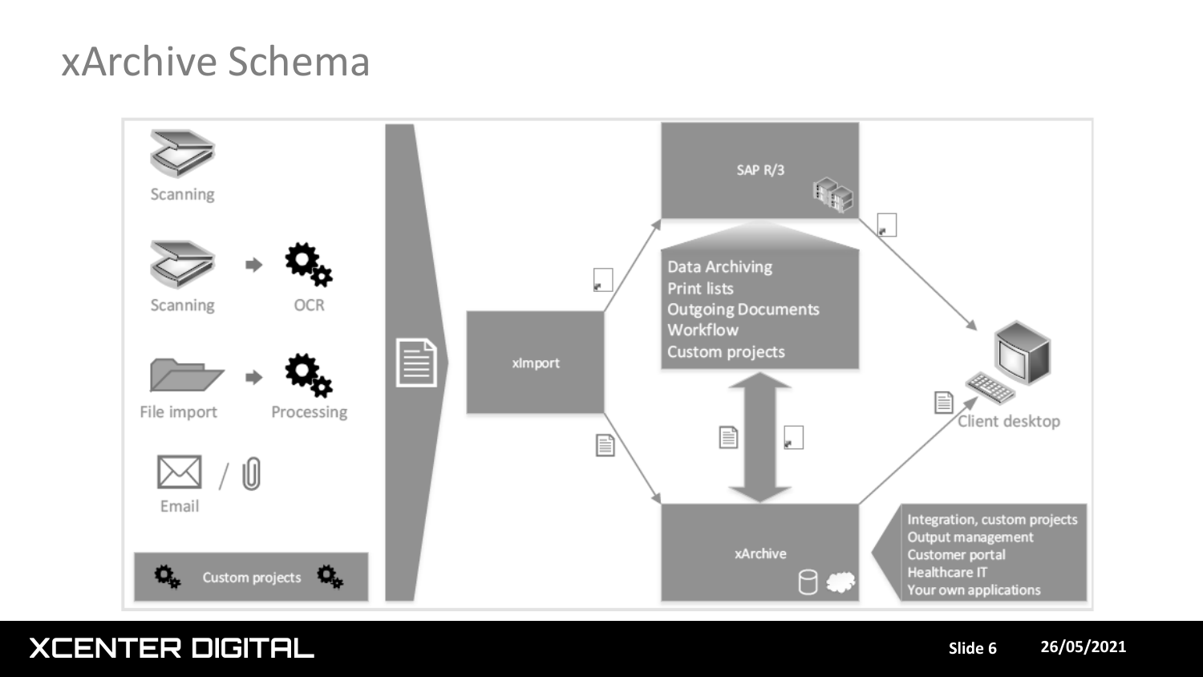# xArchive Schema

Scanning

Scanning → OCR

File import → Processing

Email / 📎

Custom projects

xImport

SAP R/3

Data Archiving
Print lists
Outgoing Documents
Workflow
Custom projects

xArchive

Integration, custom projects
Output management
Customer portal
Healthcare IT
Your own applications

Client desktop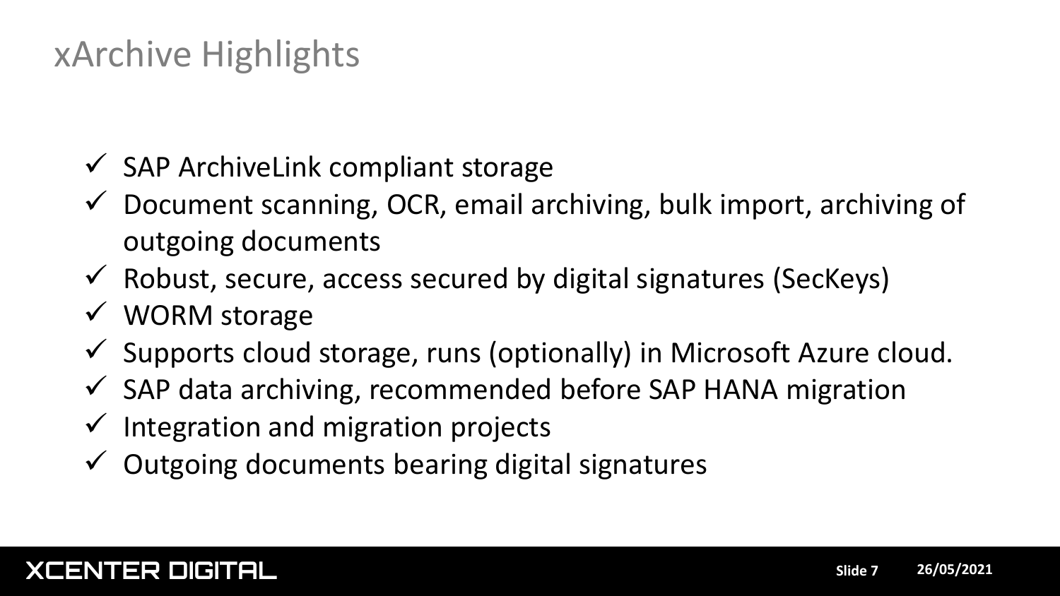# xArchive Highlights

- ✓ SAP ArchiveLink compliant storage
- ✓ Document scanning, OCR, email archiving, bulk import, archiving of outgoing documents
- ✓ Robust, secure, access secured by digital signatures (SecKeys)
- ✓ WORM storage
- ✓ Supports cloud storage, runs (optionally) in Microsoft Azure cloud.
- ✓ SAP data archiving, recommended before SAP HANA migration
- ✓ Integration and migration projects
- ✓ Outgoing documents bearing digital signatures